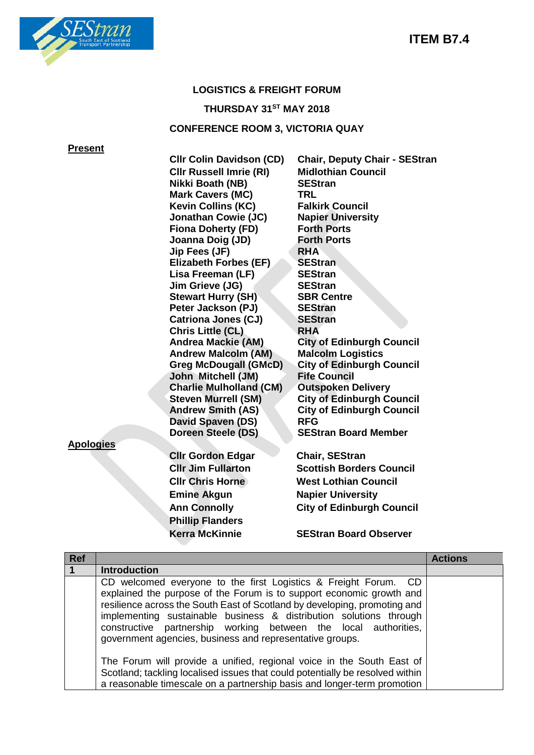**ITEM B7.4**

**LOGISTICS & FREIGHT FORUM**

**THURSDAY 31ST MAY 2018**

**CONFERENCE ROOM 3, VICTORIA QUAY**

**Present**

| | |
|---|---|
| **Cllr Colin Davidson (CD)** | **Chair, Deputy Chair - SEStran** |
| **Cllr Russell Imrie (RI)** | **Midlothian Council** |
| **Nikki Boath (NB)** | **SEStran** |
| **Mark Cavers (MC)** | **TRL** |
| **Kevin Collins (KC)** | **Falkirk Council** |
| **Jonathan Cowie (JC)** | **Napier University** |
| **Fiona Doherty (FD)** | **Forth Ports** |
| **Joanna Doig (JD)** | **Forth Ports** |
| **Jip Fees (JF)** | **RHA** |
| **Elizabeth Forbes (EF)** | **SEStran** |
| **Lisa Freeman (LF)** | **SEStran** |
| **Jim Grieve (JG)** | **SEStran** |
| **Stewart Hurry (SH)** | **SBR Centre** |
| **Peter Jackson (PJ)** | **SEStran** |
| **Catriona Jones (CJ)** | **SEStran** |
| **Chris Little (CL)** | **RHA** |
| **Andrea Mackie (AM)** | **City of Edinburgh Council** |
| **Andrew Malcolm (AM)** | **Malcolm Logistics** |
| **Greg McDougall (GMcD)** | **City of Edinburgh Council** |
| **John Mitchell (JM)** | **Fife Council** |
| **Charlie Mulholland (CM)** | **Outspoken Delivery** |
| **Steven Murrell (SM)** | **City of Edinburgh Council** |
| **Andrew Smith (AS)** | **City of Edinburgh Council** |
| **David Spaven (DS)** | **RFG** |
| **Doreen Steele (DS)** | **SEStran Board Member** |

**Apologies**

| | |
|---|---|
| **Cllr Gordon Edgar** | **Chair, SEStran** |
| **Cllr Jim Fullarton** | **Scottish Borders Council** |
| **Cllr Chris Horne** | **West Lothian Council** |
| **Emine Akgun** | **Napier University** |
| **Ann Connolly** | **City of Edinburgh Council** |
| **Phillip Flanders** | |
| **Kerra McKinnie** | **SEStran Board Observer** |

| Ref | | Actions |
|---|---|---|
| **1** | **Introduction** | |
| | CD welcomed everyone to the first Logistics & Freight Forum. CD explained the purpose of the Forum is to support economic growth and resilience across the South East of Scotland by developing, promoting and implementing sustainable business & distribution solutions through constructive partnership working between the local authorities, government agencies, business and representative groups.<br><br>The Forum will provide a unified, regional voice in the South East of Scotland; tackling localised issues that could potentially be resolved within a reasonable timescale on a partnership basis and longer-term promotion | |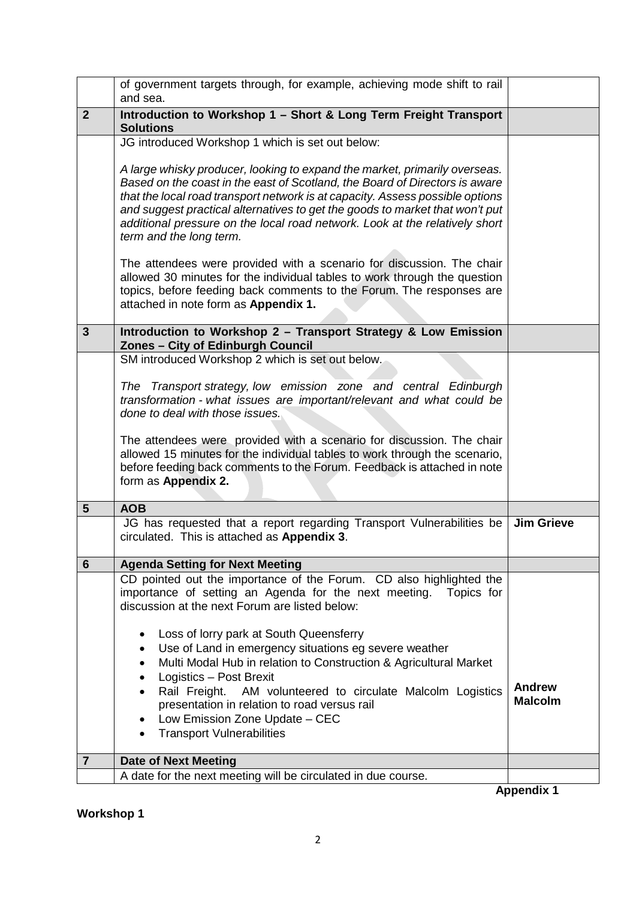| | | |
|---|---|---|
| | of government targets through, for example, achieving mode shift to rail and sea. | |
| **2** | **Introduction to Workshop 1 – Short & Long Term Freight Transport Solutions** | |
| | JG introduced Workshop 1 which is set out below:<br><br>*A large whisky producer, looking to expand the market, primarily overseas. Based on the coast in the east of Scotland, the Board of Directors is aware that the local road transport network is at capacity. Assess possible options and suggest practical alternatives to get the goods to market that won't put additional pressure on the local road network. Look at the relatively short term and the long term.*<br><br>The attendees were provided with a scenario for discussion. The chair allowed 30 minutes for the individual tables to work through the question topics, before feeding back comments to the Forum. The responses are attached in note form as **Appendix 1.** | |
| **3** | **Introduction to Workshop 2 – Transport Strategy & Low Emission Zones – City of Edinburgh Council** | |
| | SM introduced Workshop 2 which is set out below.<br><br>*The Transport strategy, low emission zone and central Edinburgh transformation - what issues are important/relevant and what could be done to deal with those issues.*<br><br>The attendees were provided with a scenario for discussion. The chair allowed 15 minutes for the individual tables to work through the scenario, before feeding back comments to the Forum. Feedback is attached in note form as **Appendix 2.** | |
| **5** | **AOB** | |
| | JG has requested that a report regarding Transport Vulnerabilities be circulated. This is attached as **Appendix 3**. | **Jim Grieve** |
| **6** | **Agenda Setting for Next Meeting** | |
| | CD pointed out the importance of the Forum. CD also highlighted the importance of setting an Agenda for the next meeting. Topics for discussion at the next Forum are listed below:<br><br>• Loss of lorry park at South Queensferry<br>• Use of Land in emergency situations eg severe weather<br>• Multi Modal Hub in relation to Construction & Agricultural Market<br>• Logistics – Post Brexit<br>• Rail Freight. AM volunteered to circulate Malcolm Logistics presentation in relation to road versus rail<br>• Low Emission Zone Update – CEC<br>• Transport Vulnerabilities | **Andrew Malcolm** |
| **7** | **Date of Next Meeting** | |
| | A date for the next meeting will be circulated in due course. | |

**Appendix 1**

**Workshop 1**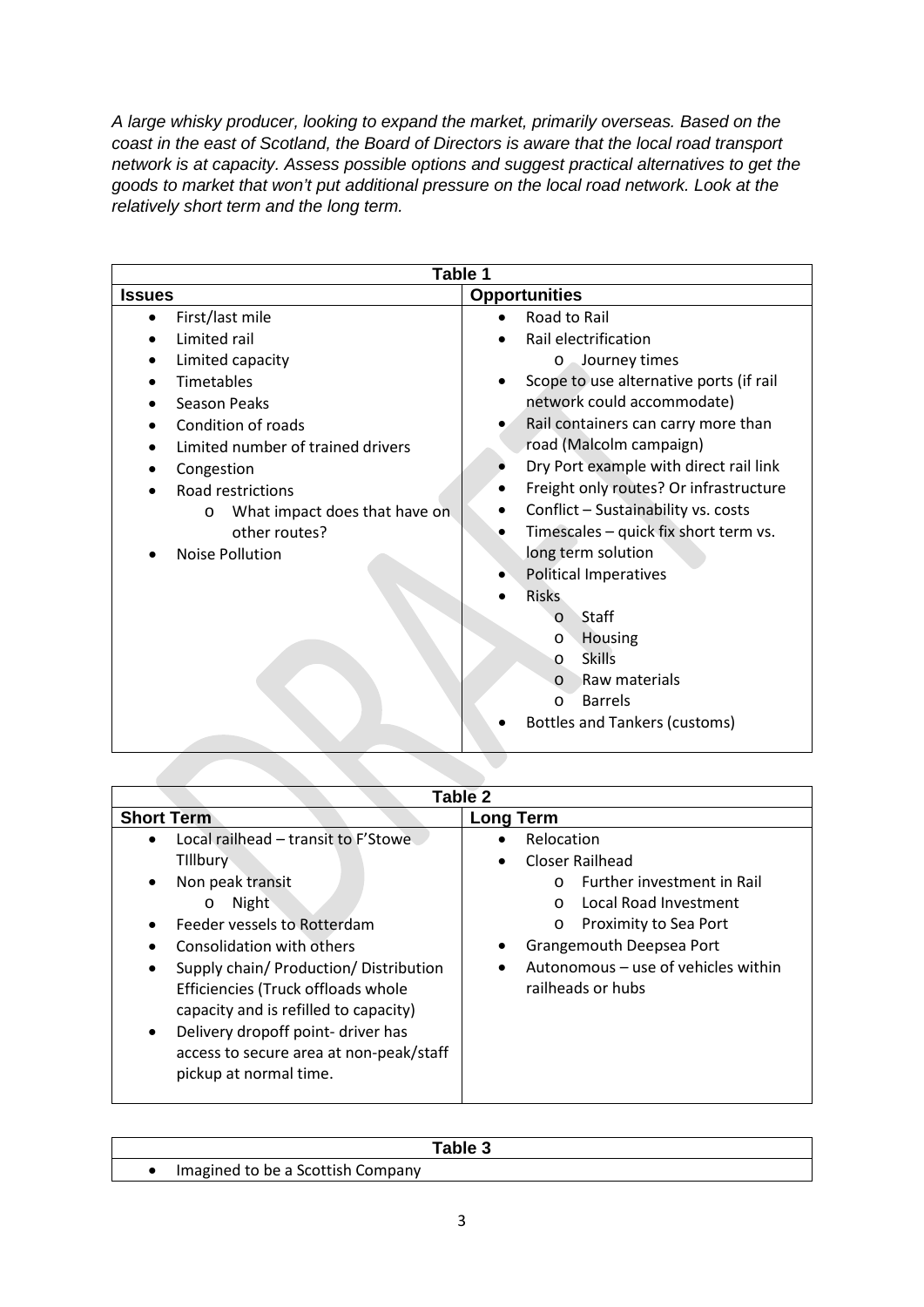*A large whisky producer, looking to expand the market, primarily overseas. Based on the coast in the east of Scotland, the Board of Directors is aware that the local road transport network is at capacity. Assess possible options and suggest practical alternatives to get the goods to market that won't put additional pressure on the local road network. Look at the relatively short term and the long term.*

| Table 1 | |
|---|---|
| **Issues** | **Opportunities** |
| • First/last mile<br>• Limited rail<br>• Limited capacity<br>• Timetables<br>• Season Peaks<br>• Condition of roads<br>• Limited number of trained drivers<br>• Congestion<br>• Road restrictions<br>&nbsp;&nbsp;&nbsp;&nbsp;o What impact does that have on other routes?<br>• Noise Pollution | • Road to Rail<br>• Rail electrification<br>&nbsp;&nbsp;&nbsp;&nbsp;o Journey times<br>• Scope to use alternative ports (if rail network could accommodate)<br>• Rail containers can carry more than road (Malcolm campaign)<br>• Dry Port example with direct rail link<br>• Freight only routes? Or infrastructure<br>• Conflict – Sustainability vs. costs<br>• Timescales – quick fix short term vs. long term solution<br>• Political Imperatives<br>• Risks<br>&nbsp;&nbsp;&nbsp;&nbsp;o Staff<br>&nbsp;&nbsp;&nbsp;&nbsp;o Housing<br>&nbsp;&nbsp;&nbsp;&nbsp;o Skills<br>&nbsp;&nbsp;&nbsp;&nbsp;o Raw materials<br>&nbsp;&nbsp;&nbsp;&nbsp;o Barrels<br>• Bottles and Tankers (customs) |

| Table 2 | |
|---|---|
| **Short Term** | **Long Term** |
| • Local railhead – transit to F'Stowe TIllbury<br>• Non peak transit<br>&nbsp;&nbsp;&nbsp;&nbsp;o Night<br>• Feeder vessels to Rotterdam<br>• Consolidation with others<br>• Supply chain/ Production/ Distribution Efficiencies (Truck offloads whole capacity and is refilled to capacity)<br>• Delivery dropoff point- driver has access to secure area at non-peak/staff pickup at normal time. | • Relocation<br>• Closer Railhead<br>&nbsp;&nbsp;&nbsp;&nbsp;o Further investment in Rail<br>&nbsp;&nbsp;&nbsp;&nbsp;o Local Road Investment<br>&nbsp;&nbsp;&nbsp;&nbsp;o Proximity to Sea Port<br>• Grangemouth Deepsea Port<br>• Autonomous – use of vehicles within railheads or hubs |

| Table 3 |
|---|
| • Imagined to be a Scottish Company |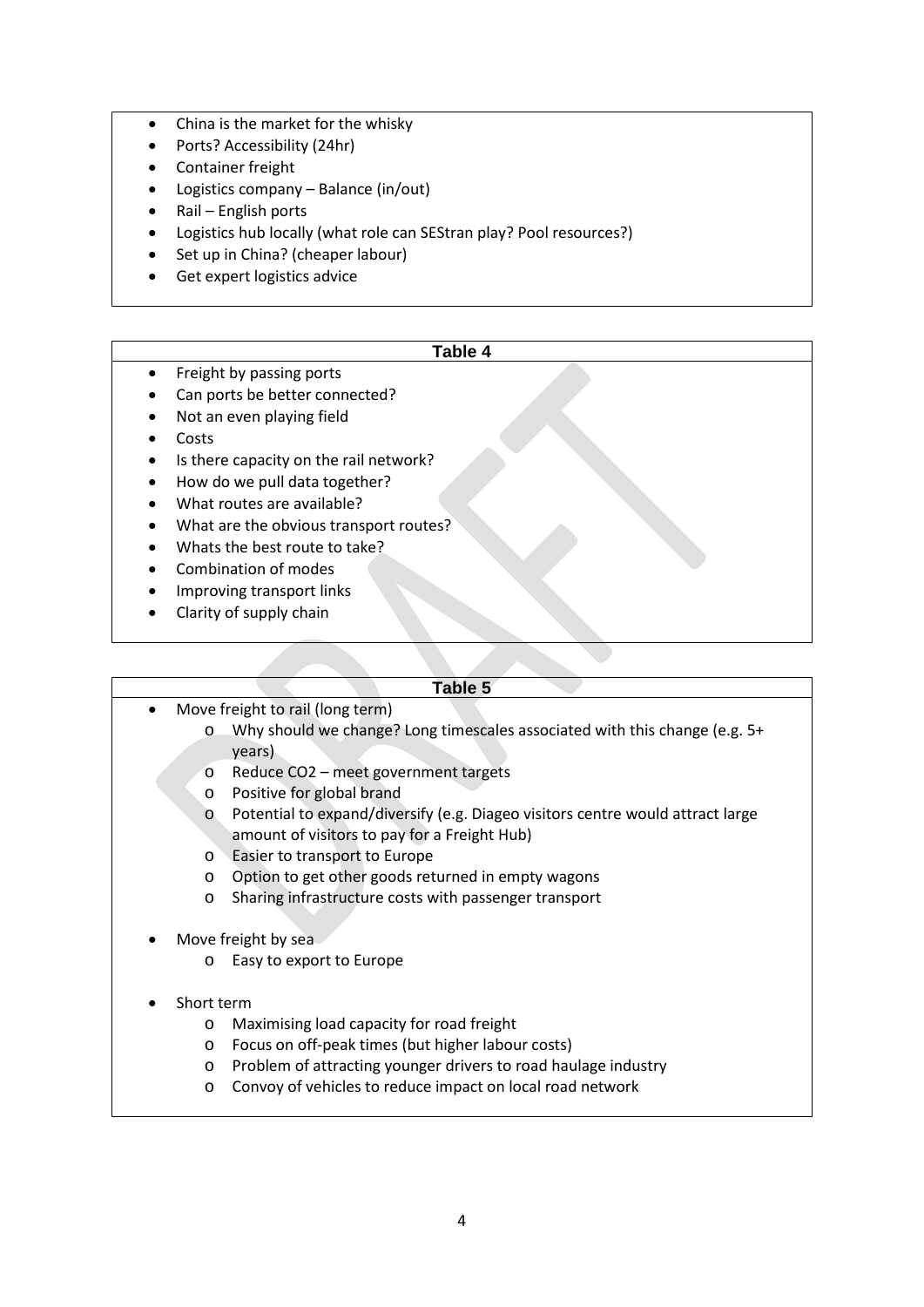- China is the market for the whisky
- Ports? Accessibility (24hr)
- Container freight
- Logistics company – Balance (in/out)
- Rail – English ports
- Logistics hub locally (what role can SEStran play? Pool resources?)
- Set up in China? (cheaper labour)
- Get expert logistics advice

## Table 4

- Freight by passing ports
- Can ports be better connected?
- Not an even playing field
- Costs
- Is there capacity on the rail network?
- How do we pull data together?
- What routes are available?
- What are the obvious transport routes?
- Whats the best route to take?
- Combination of modes
- Improving transport links
- Clarity of supply chain

## Table 5

- Move freight to rail (long term)
  - Why should we change? Long timescales associated with this change (e.g. 5+ years)
  - Reduce CO2 – meet government targets
  - Positive for global brand
  - Potential to expand/diversify (e.g. Diageo visitors centre would attract large amount of visitors to pay for a Freight Hub)
  - Easier to transport to Europe
  - Option to get other goods returned in empty wagons
  - Sharing infrastructure costs with passenger transport

- Move freight by sea
  - Easy to export to Europe

- Short term
  - Maximising load capacity for road freight
  - Focus on off-peak times (but higher labour costs)
  - Problem of attracting younger drivers to road haulage industry
  - Convoy of vehicles to reduce impact on local road network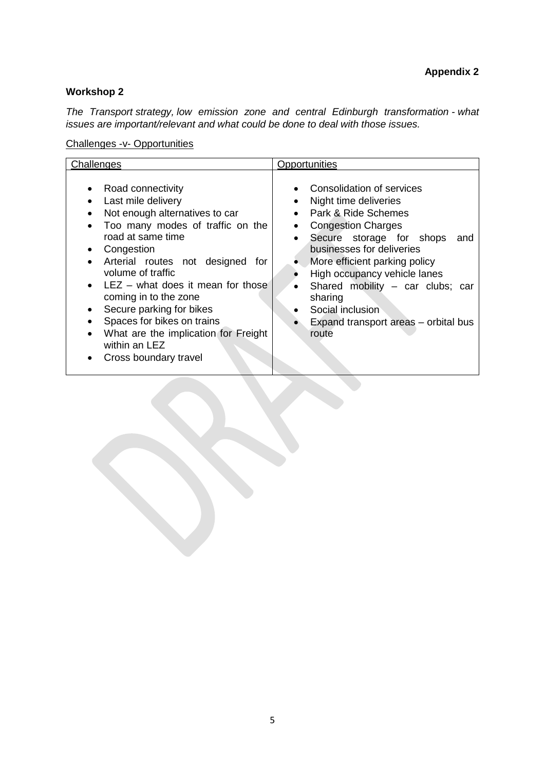**Appendix 2**

**Workshop 2**

*The Transport strategy, low emission zone and central Edinburgh transformation - what issues are important/relevant and what could be done to deal with those issues.*

Challenges -v- Opportunities

| Challenges | Opportunities |
|---|---|
| • Road connectivity<br>• Last mile delivery<br>• Not enough alternatives to car<br>• Too many modes of traffic on the road at same time<br>• Congestion<br>• Arterial routes not designed for volume of traffic<br>• LEZ – what does it mean for those coming in to the zone<br>• Secure parking for bikes<br>• Spaces for bikes on trains<br>• What are the implication for Freight within an LEZ<br>• Cross boundary travel | • Consolidation of services<br>• Night time deliveries<br>• Park & Ride Schemes<br>• Congestion Charges<br>• Secure storage for shops and businesses for deliveries<br>• More efficient parking policy<br>• High occupancy vehicle lanes<br>• Shared mobility – car clubs; car sharing<br>• Social inclusion<br>• Expand transport areas – orbital bus route |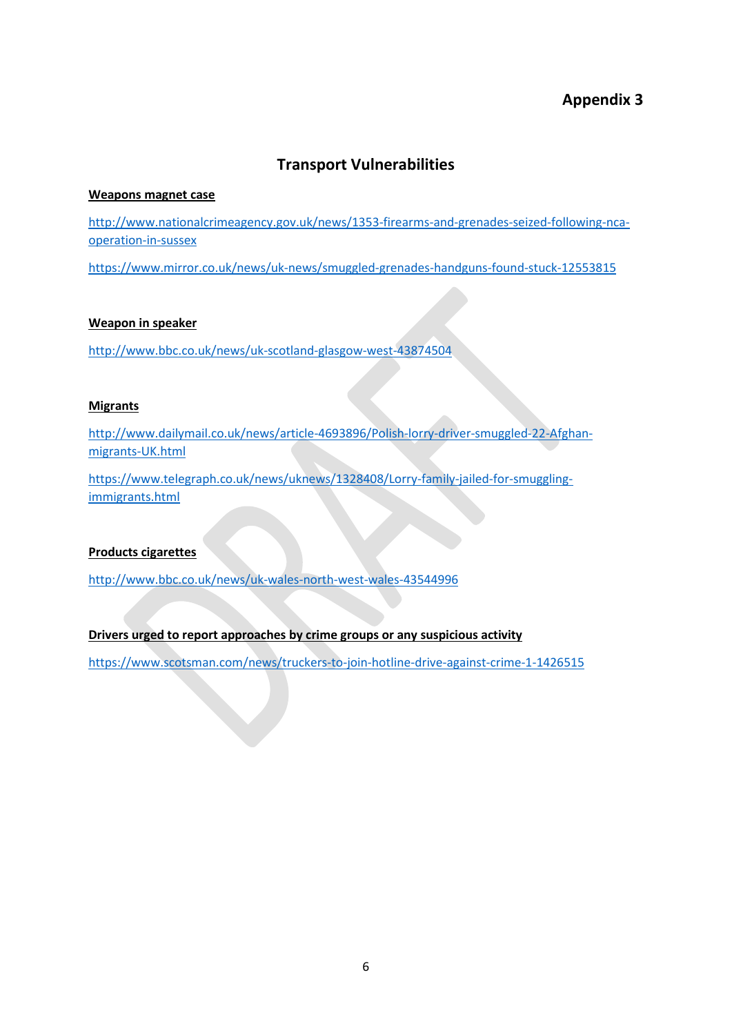# Appendix 3

## Transport Vulnerabilities

**Weapons magnet case**

http://www.nationalcrimeagency.gov.uk/news/1353-firearms-and-grenades-seized-following-nca-operation-in-sussex

https://www.mirror.co.uk/news/uk-news/smuggled-grenades-handguns-found-stuck-12553815

**Weapon in speaker**

http://www.bbc.co.uk/news/uk-scotland-glasgow-west-43874504

**Migrants**

http://www.dailymail.co.uk/news/article-4693896/Polish-lorry-driver-smuggled-22-Afghan-migrants-UK.html

https://www.telegraph.co.uk/news/uknews/1328408/Lorry-family-jailed-for-smuggling-immigrants.html

**Products cigarettes**

http://www.bbc.co.uk/news/uk-wales-north-west-wales-43544996

**Drivers urged to report approaches by crime groups or any suspicious activity**

https://www.scotsman.com/news/truckers-to-join-hotline-drive-against-crime-1-1426515